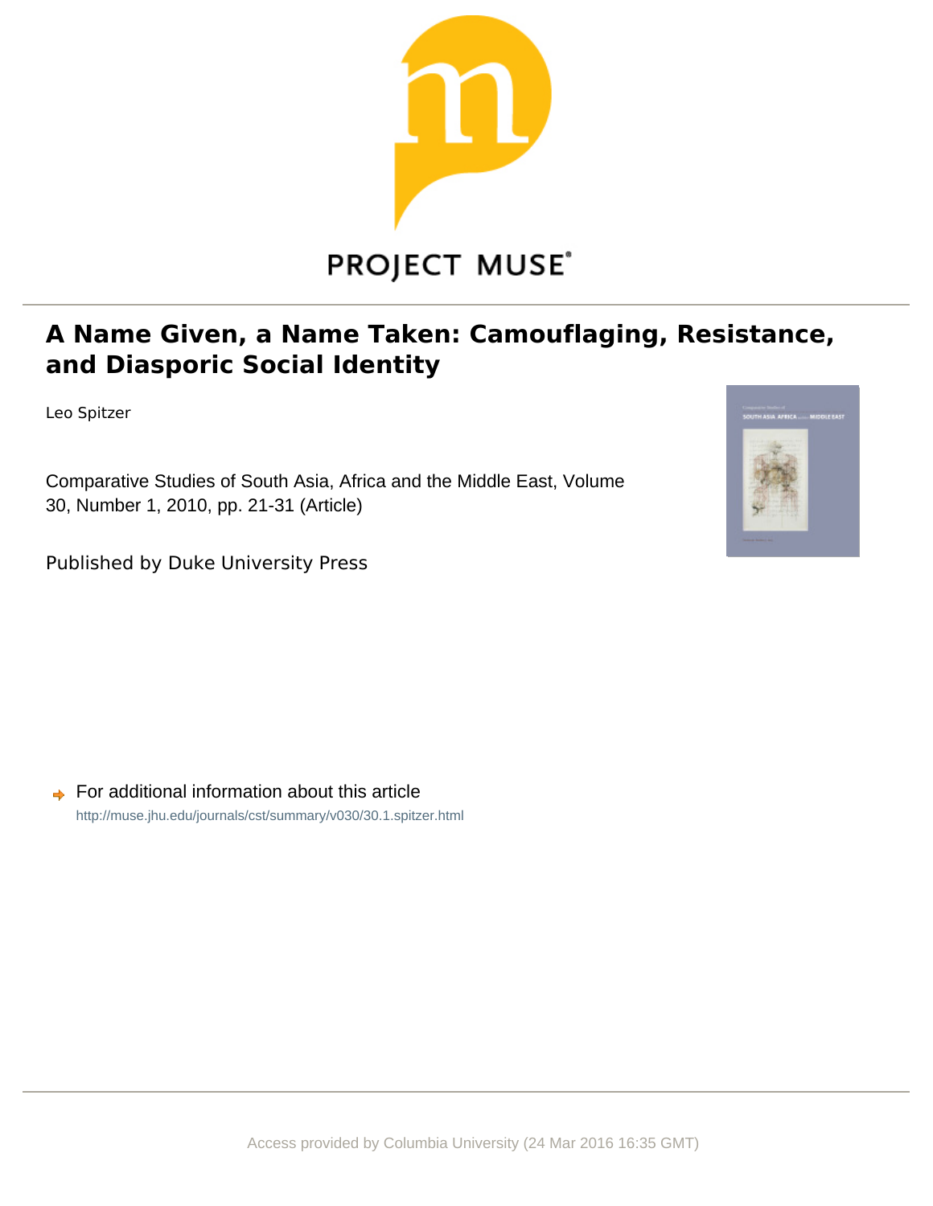PROJECT MUSE®

# A Name Given, a Name Taken: Camouflaging, Resistance, and Diasporic Social Identity

Leo Spitzer

Comparative Studies of South Asia, Africa and the Middle East, Volume 30, Number 1, 2010, pp. 21-31 (Article)

Published by Duke University Press

For additional information about this article

http://muse.jhu.edu/journals/cst/summary/v030/30.1.spitzer.html

Access provided by Columbia University (24 Mar 2016 16:35 GMT)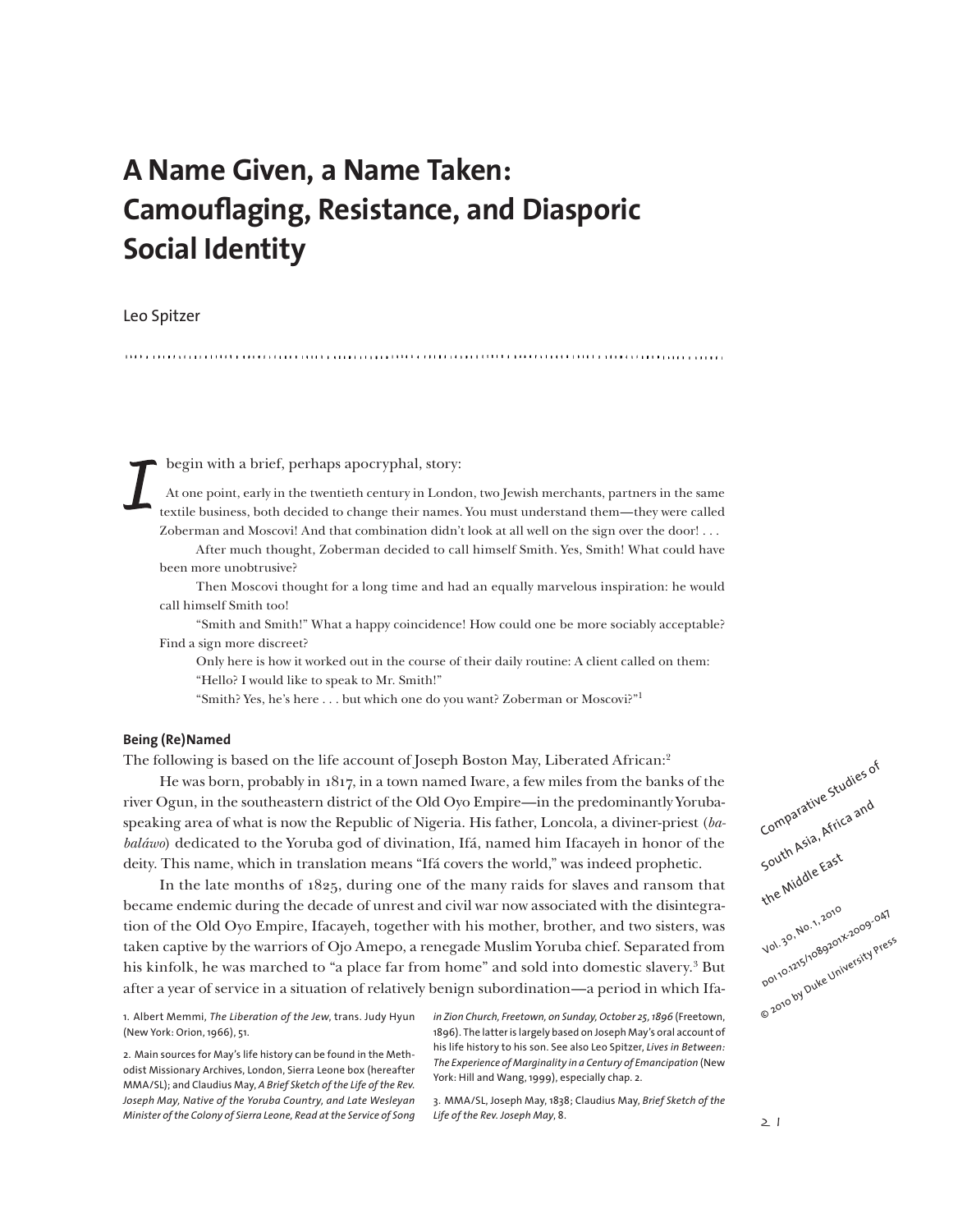# A Name Given, a Name Taken: Camouflaging, Resistance, and Diasporic Social Identity

Leo Spitzer

I begin with a brief, perhaps apocryphal, story:

> At one point, early in the twentieth century in London, two Jewish merchants, partners in the same textile business, both decided to change their names. You must understand them—they were called Zoberman and Moscovi! And that combination didn't look at all well on the sign over the door! . . .
>
> After much thought, Zoberman decided to call himself Smith. Yes, Smith! What could have been more unobtrusive?
>
> Then Moscovi thought for a long time and had an equally marvelous inspiration: he would call himself Smith too!
>
> "Smith and Smith!" What a happy coincidence! How could one be more sociably acceptable? Find a sign more discreet?
>
> Only here is how it worked out in the course of their daily routine: A client called on them: "Hello? I would like to speak to Mr. Smith!"
>
> "Smith? Yes, he's here . . . but which one do you want? Zoberman or Moscovi?"[1]

### Being (Re)Named

The following is based on the life account of Joseph Boston May, Liberated African:[2]

He was born, probably in 1817, in a town named Iware, a few miles from the banks of the river Ogun, in the southeastern district of the Old Oyo Empire—in the predominantly Yoruba-speaking area of what is now the Republic of Nigeria. His father, Loncola, a diviner-priest (*babaláwo*) dedicated to the Yoruba god of divination, Ifá, named him Ifacayeh in honor of the deity. This name, which in translation means "Ifá covers the world," was indeed prophetic.

In the late months of 1825, during one of the many raids for slaves and ransom that became endemic during the decade of unrest and civil war now associated with the disintegration of the Old Oyo Empire, Ifacayeh, together with his mother, brother, and two sisters, was taken captive by the warriors of Ojo Amepo, a renegade Muslim Yoruba chief. Separated from his kinfolk, he was marched to "a place far from home" and sold into domestic slavery.[3] But after a year of service in a situation of relatively benign subordination—a period in which Ifa-

1. Albert Memmi, *The Liberation of the Jew*, trans. Judy Hyun (New York: Orion, 1966), 51.

2. Main sources for May's life history can be found in the Methodist Missionary Archives, London, Sierra Leone box (hereafter MMA/SL); and Claudius May, *A Brief Sketch of the Life of the Rev. Joseph May, Native of the Yoruba Country, and Late Wesleyan Minister of the Colony of Sierra Leone, Read at the Service of Song in Zion Church, Freetown, on Sunday, October 25, 1896* (Freetown, 1896). The latter is largely based on Joseph May's oral account of his life history to his son. See also Leo Spitzer, *Lives in Between: The Experience of Marginality in a Century of Emancipation* (New York: Hill and Wang, 1999), especially chap. 2.

3. MMA/SL, Joseph May, 1838; Claudius May, *Brief Sketch of the Life of the Rev. Joseph May*, 8.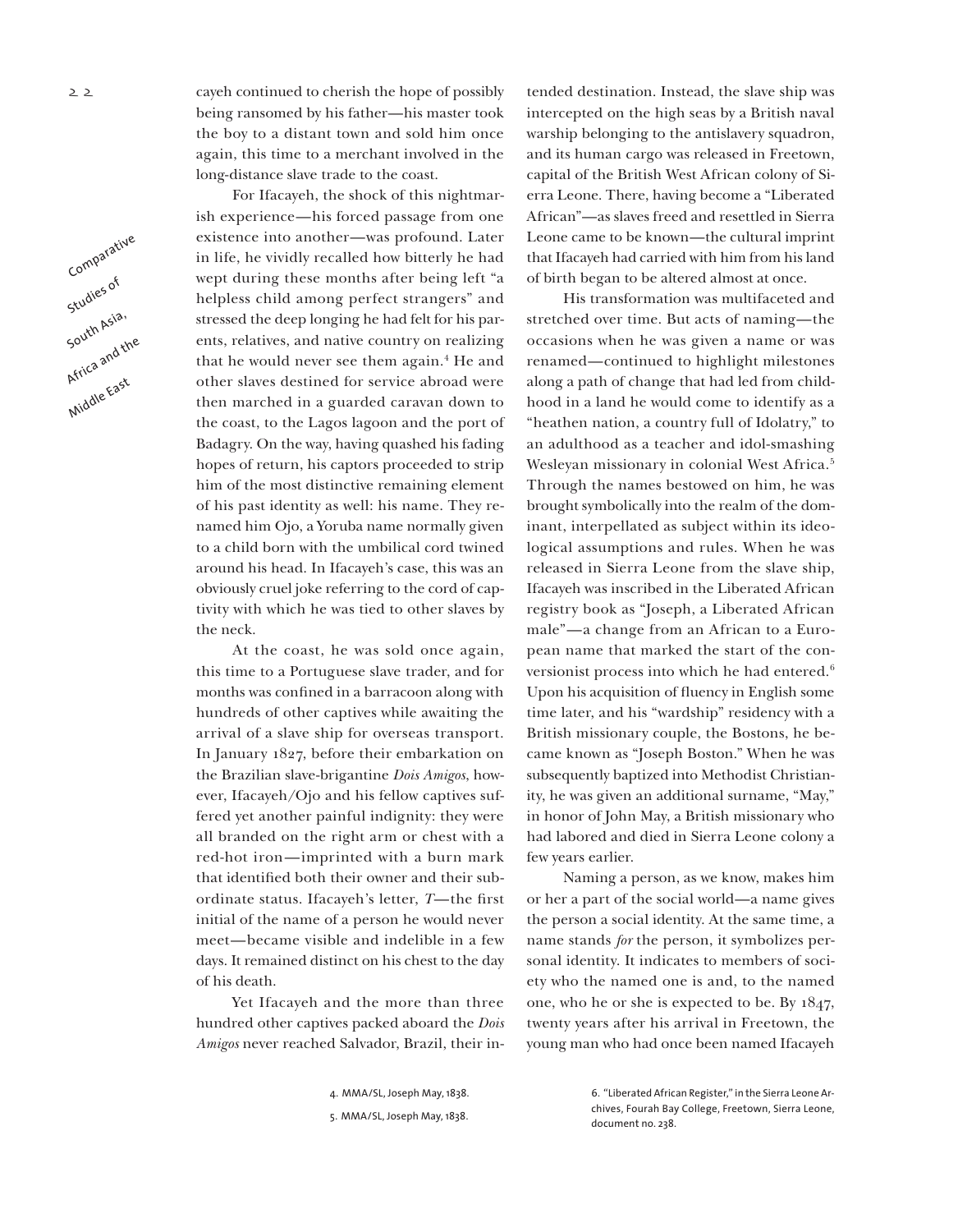cayeh continued to cherish the hope of possibly being ransomed by his father—his master took the boy to a distant town and sold him once again, this time to a merchant involved in the long-distance slave trade to the coast.

For Ifacayeh, the shock of this nightmarish experience—his forced passage from one existence into another—was profound. Later in life, he vividly recalled how bitterly he had wept during these months after being left "a helpless child among perfect strangers" and stressed the deep longing he had felt for his parents, relatives, and native country on realizing that he would never see them again.[4] He and other slaves destined for service abroad were then marched in a guarded caravan down to the coast, to the Lagos lagoon and the port of Badagry. On the way, having quashed his fading hopes of return, his captors proceeded to strip him of the most distinctive remaining element of his past identity as well: his name. They renamed him Ojo, a Yoruba name normally given to a child born with the umbilical cord twined around his head. In Ifacayeh's case, this was an obviously cruel joke referring to the cord of captivity with which he was tied to other slaves by the neck.

At the coast, he was sold once again, this time to a Portuguese slave trader, and for months was confined in a barracoon along with hundreds of other captives while awaiting the arrival of a slave ship for overseas transport. In January 1827, before their embarkation on the Brazilian slave-brigantine *Dois Amigos*, however, Ifacayeh/Ojo and his fellow captives suffered yet another painful indignity: they were all branded on the right arm or chest with a red-hot iron—imprinted with a burn mark that identified both their owner and their subordinate status. Ifacayeh's letter, *T*—the first initial of the name of a person he would never meet—became visible and indelible in a few days. It remained distinct on his chest to the day of his death.

Yet Ifacayeh and the more than three hundred other captives packed aboard the *Dois Amigos* never reached Salvador, Brazil, their intended destination. Instead, the slave ship was intercepted on the high seas by a British naval warship belonging to the antislavery squadron, and its human cargo was released in Freetown, capital of the British West African colony of Sierra Leone. There, having become a "Liberated African"—as slaves freed and resettled in Sierra Leone came to be known—the cultural imprint that Ifacayeh had carried with him from his land of birth began to be altered almost at once.

His transformation was multifaceted and stretched over time. But acts of naming—the occasions when he was given a name or was renamed—continued to highlight milestones along a path of change that had led from childhood in a land he would come to identify as a "heathen nation, a country full of Idolatry," to an adulthood as a teacher and idol-smashing Wesleyan missionary in colonial West Africa.[5] Through the names bestowed on him, he was brought symbolically into the realm of the dominant, interpellated as subject within its ideological assumptions and rules. When he was released in Sierra Leone from the slave ship, Ifacayeh was inscribed in the Liberated African registry book as "Joseph, a Liberated African male"—a change from an African to a European name that marked the start of the conversionist process into which he had entered.[6] Upon his acquisition of fluency in English some time later, and his "wardship" residency with a British missionary couple, the Bostons, he became known as "Joseph Boston." When he was subsequently baptized into Methodist Christianity, he was given an additional surname, "May," in honor of John May, a British missionary who had labored and died in Sierra Leone colony a few years earlier.

Naming a person, as we know, makes him or her a part of the social world—a name gives the person a social identity. At the same time, a name stands *for* the person, it symbolizes personal identity. It indicates to members of society who the named one is and, to the named one, who he or she is expected to be. By 1847, twenty years after his arrival in Freetown, the young man who had once been named Ifacayeh

4. MMA/SL, Joseph May, 1838.

5. MMA/SL, Joseph May, 1838.

6. "Liberated African Register," in the Sierra Leone Archives, Fourah Bay College, Freetown, Sierra Leone, document no. 238.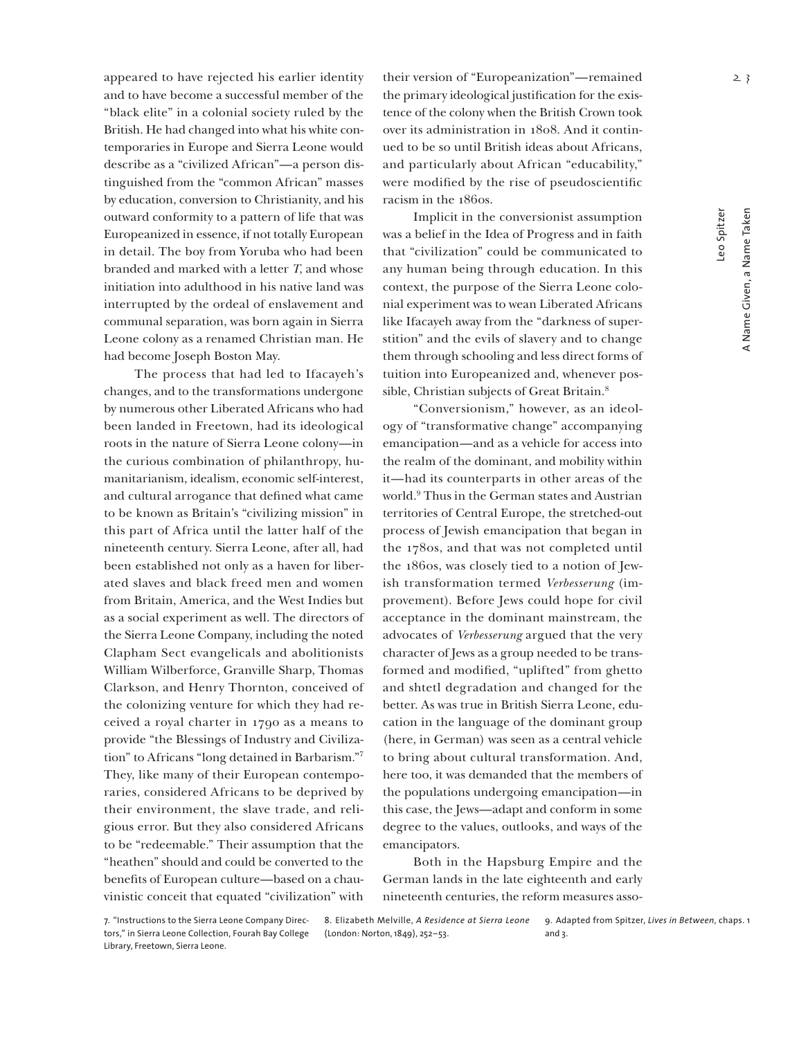appeared to have rejected his earlier identity and to have become a successful member of the "black elite" in a colonial society ruled by the British. He had changed into what his white contemporaries in Europe and Sierra Leone would describe as a "civilized African"—a person distinguished from the "common African" masses by education, conversion to Christianity, and his outward conformity to a pattern of life that was Europeanized in essence, if not totally European in detail. The boy from Yoruba who had been branded and marked with a letter *T*, and whose initiation into adulthood in his native land was interrupted by the ordeal of enslavement and communal separation, was born again in Sierra Leone colony as a renamed Christian man. He had become Joseph Boston May.

The process that had led to Ifacayeh's changes, and to the transformations undergone by numerous other Liberated Africans who had been landed in Freetown, had its ideological roots in the nature of Sierra Leone colony—in the curious combination of philanthropy, humanitarianism, idealism, economic self-interest, and cultural arrogance that defined what came to be known as Britain's "civilizing mission" in this part of Africa until the latter half of the nineteenth century. Sierra Leone, after all, had been established not only as a haven for liberated slaves and black freed men and women from Britain, America, and the West Indies but as a social experiment as well. The directors of the Sierra Leone Company, including the noted Clapham Sect evangelicals and abolitionists William Wilberforce, Granville Sharp, Thomas Clarkson, and Henry Thornton, conceived of the colonizing venture for which they had received a royal charter in 1790 as a means to provide "the Blessings of Industry and Civilization" to Africans "long detained in Barbarism."[7] They, like many of their European contemporaries, considered Africans to be deprived by their environment, the slave trade, and religious error. But they also considered Africans to be "redeemable." Their assumption that the "heathen" should and could be converted to the benefits of European culture—based on a chauvinistic conceit that equated "civilization" with their version of "Europeanization"—remained the primary ideological justification for the existence of the colony when the British Crown took over its administration in 1808. And it continued to be so until British ideas about Africans, and particularly about African "educability," were modified by the rise of pseudoscientific racism in the 1860s.

Implicit in the conversionist assumption was a belief in the Idea of Progress and in faith that "civilization" could be communicated to any human being through education. In this context, the purpose of the Sierra Leone colonial experiment was to wean Liberated Africans like Ifacayeh away from the "darkness of superstition" and the evils of slavery and to change them through schooling and less direct forms of tuition into Europeanized and, whenever possible, Christian subjects of Great Britain.[8]

"Conversionism," however, as an ideology of "transformative change" accompanying emancipation—and as a vehicle for access into the realm of the dominant, and mobility within it—had its counterparts in other areas of the world.[9] Thus in the German states and Austrian territories of Central Europe, the stretched-out process of Jewish emancipation that began in the 1780s, and that was not completed until the 1860s, was closely tied to a notion of Jewish transformation termed *Verbesserung* (improvement). Before Jews could hope for civil acceptance in the dominant mainstream, the advocates of *Verbesserung* argued that the very character of Jews as a group needed to be transformed and modified, "uplifted" from ghetto and shtetl degradation and changed for the better. As was true in British Sierra Leone, education in the language of the dominant group (here, in German) was seen as a central vehicle to bring about cultural transformation. And, here too, it was demanded that the members of the populations undergoing emancipation—in this case, the Jews—adapt and conform in some degree to the values, outlooks, and ways of the emancipators.

Both in the Hapsburg Empire and the German lands in the late eighteenth and early nineteenth centuries, the reform measures asso-

7. "Instructions to the Sierra Leone Company Directors," in Sierra Leone Collection, Fourah Bay College Library, Freetown, Sierra Leone.

8. Elizabeth Melville, *A Residence at Sierra Leone* (London: Norton, 1849), 252–53.

9. Adapted from Spitzer, *Lives in Between*, chaps. 1 and 3.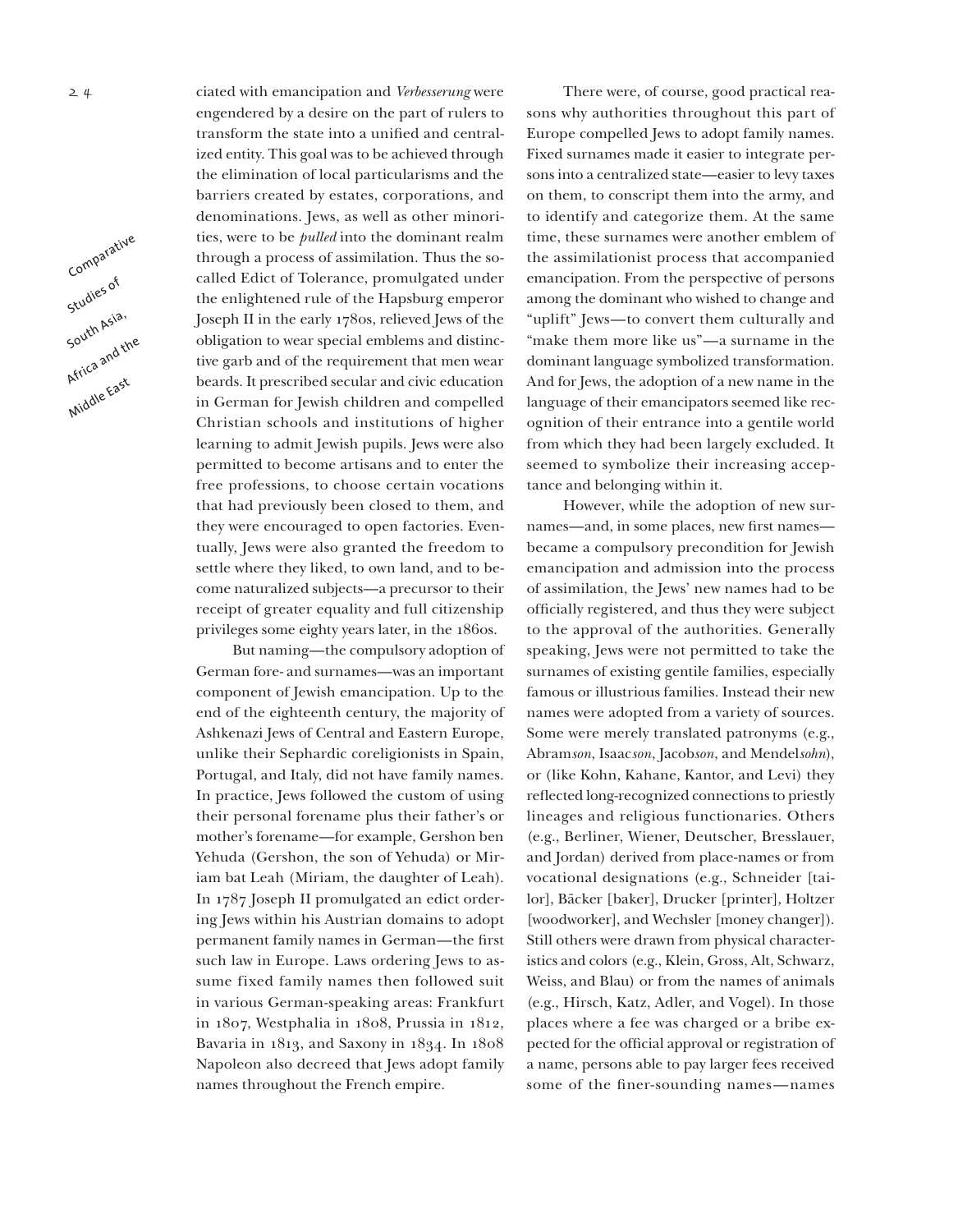ciated with emancipation and *Verbesserung* were engendered by a desire on the part of rulers to transform the state into a unified and centralized entity. This goal was to be achieved through the elimination of local particularisms and the barriers created by estates, corporations, and denominations. Jews, as well as other minorities, were to be *pulled* into the dominant realm through a process of assimilation. Thus the so-called Edict of Tolerance, promulgated under the enlightened rule of the Hapsburg emperor Joseph II in the early 1780s, relieved Jews of the obligation to wear special emblems and distinctive garb and of the requirement that men wear beards. It prescribed secular and civic education in German for Jewish children and compelled Christian schools and institutions of higher learning to admit Jewish pupils. Jews were also permitted to become artisans and to enter the free professions, to choose certain vocations that had previously been closed to them, and they were encouraged to open factories. Eventually, Jews were also granted the freedom to settle where they liked, to own land, and to become naturalized subjects—a precursor to their receipt of greater equality and full citizenship privileges some eighty years later, in the 1860s.

But naming—the compulsory adoption of German fore- and surnames—was an important component of Jewish emancipation. Up to the end of the eighteenth century, the majority of Ashkenazi Jews of Central and Eastern Europe, unlike their Sephardic coreligionists in Spain, Portugal, and Italy, did not have family names. In practice, Jews followed the custom of using their personal forename plus their father's or mother's forename—for example, Gershon ben Yehuda (Gershon, the son of Yehuda) or Miriam bat Leah (Miriam, the daughter of Leah). In 1787 Joseph II promulgated an edict ordering Jews within his Austrian domains to adopt permanent family names in German—the first such law in Europe. Laws ordering Jews to assume fixed family names then followed suit in various German-speaking areas: Frankfurt in 1807, Westphalia in 1808, Prussia in 1812, Bavaria in 1813, and Saxony in 1834. In 1808 Napoleon also decreed that Jews adopt family names throughout the French empire.

There were, of course, good practical reasons why authorities throughout this part of Europe compelled Jews to adopt family names. Fixed surnames made it easier to integrate persons into a centralized state—easier to levy taxes on them, to conscript them into the army, and to identify and categorize them. At the same time, these surnames were another emblem of the assimilationist process that accompanied emancipation. From the perspective of persons among the dominant who wished to change and "uplift" Jews—to convert them culturally and "make them more like us"—a surname in the dominant language symbolized transformation. And for Jews, the adoption of a new name in the language of their emancipators seemed like recognition of their entrance into a gentile world from which they had been largely excluded. It seemed to symbolize their increasing acceptance and belonging within it.

However, while the adoption of new surnames—and, in some places, new first names—became a compulsory precondition for Jewish emancipation and admission into the process of assimilation, the Jews' new names had to be officially registered, and thus they were subject to the approval of the authorities. Generally speaking, Jews were not permitted to take the surnames of existing gentile families, especially famous or illustrious families. Instead their new names were adopted from a variety of sources. Some were merely translated patronyms (e.g., Abram*son*, Isaac*son*, Jacob*son*, and Mendel*sohn*), or (like Kohn, Kahane, Kantor, and Levi) they reflected long-recognized connections to priestly lineages and religious functionaries. Others (e.g., Berliner, Wiener, Deutscher, Bresslauer, and Jordan) derived from place-names or from vocational designations (e.g., Schneider [tailor], Bäcker [baker], Drucker [printer], Holtzer [woodworker], and Wechsler [money changer]). Still others were drawn from physical characteristics and colors (e.g., Klein, Gross, Alt, Schwarz, Weiss, and Blau) or from the names of animals (e.g., Hirsch, Katz, Adler, and Vogel). In those places where a fee was charged or a bribe expected for the official approval or registration of a name, persons able to pay larger fees received some of the finer-sounding names—names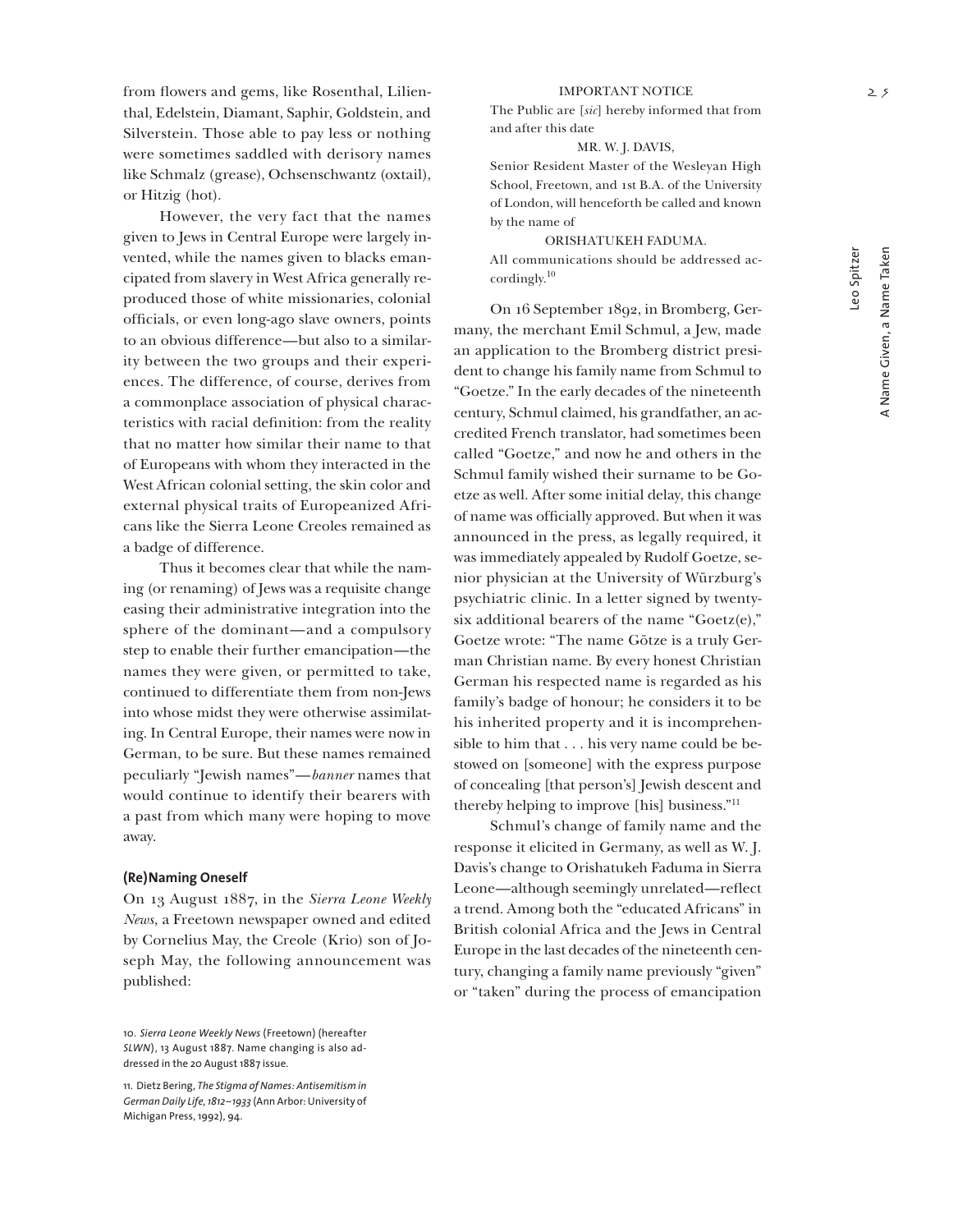from flowers and gems, like Rosenthal, Lilienthal, Edelstein, Diamant, Saphir, Goldstein, and Silverstein. Those able to pay less or nothing were sometimes saddled with derisory names like Schmalz (grease), Ochsenschwantz (oxtail), or Hitzig (hot).

However, the very fact that the names given to Jews in Central Europe were largely invented, while the names given to blacks emancipated from slavery in West Africa generally reproduced those of white missionaries, colonial officials, or even long-ago slave owners, points to an obvious difference—but also to a similarity between the two groups and their experiences. The difference, of course, derives from a commonplace association of physical characteristics with racial definition: from the reality that no matter how similar their name to that of Europeans with whom they interacted in the West African colonial setting, the skin color and external physical traits of Europeanized Africans like the Sierra Leone Creoles remained as a badge of difference.

Thus it becomes clear that while the naming (or renaming) of Jews was a requisite change easing their administrative integration into the sphere of the dominant—and a compulsory step to enable their further emancipation—the names they were given, or permitted to take, continued to differentiate them from non-Jews into whose midst they were otherwise assimilating. In Central Europe, their names were now in German, to be sure. But these names remained peculiarly "Jewish names"—*banner* names that would continue to identify their bearers with a past from which many were hoping to move away.

## (Re)Naming Oneself

On 13 August 1887, in the *Sierra Leone Weekly News*, a Freetown newspaper owned and edited by Cornelius May, the Creole (Krio) son of Joseph May, the following announcement was published:

> IMPORTANT NOTICE
>
> The Public are [*sic*] hereby informed that from and after this date
>
> MR. W. J. DAVIS,
>
> Senior Resident Master of the Wesleyan High School, Freetown, and 1st B.A. of the University of London, will henceforth be called and known by the name of
>
> ORISHATUKEH FADUMA.
>
> All communications should be addressed accordingly.[10]

On 16 September 1892, in Bromberg, Germany, the merchant Emil Schmul, a Jew, made an application to the Bromberg district president to change his family name from Schmul to "Goetze." In the early decades of the nineteenth century, Schmul claimed, his grandfather, an accredited French translator, had sometimes been called "Goetze," and now he and others in the Schmul family wished their surname to be Goetze as well. After some initial delay, this change of name was officially approved. But when it was announced in the press, as legally required, it was immediately appealed by Rudolf Goetze, senior physician at the University of Würzburg's psychiatric clinic. In a letter signed by twenty-six additional bearers of the name "Goetz(e)," Goetze wrote: "The name Götze is a truly German Christian name. By every honest Christian German his respected name is regarded as his family's badge of honour; he considers it to be his inherited property and it is incomprehensible to him that . . . his very name could be bestowed on [someone] with the express purpose of concealing [that person's] Jewish descent and thereby helping to improve [his] business."[11]

Schmul's change of family name and the response it elicited in Germany, as well as W. J. Davis's change to Orishatukeh Faduma in Sierra Leone—although seemingly unrelated—reflect a trend. Among both the "educated Africans" in British colonial Africa and the Jews in Central Europe in the last decades of the nineteenth century, changing a family name previously "given" or "taken" during the process of emancipation

10. *Sierra Leone Weekly News* (Freetown) (hereafter *SLWN*), 13 August 1887. Name changing is also addressed in the 20 August 1887 issue.

11. Dietz Bering, *The Stigma of Names: Antisemitism in German Daily Life, 1812–1933* (Ann Arbor: University of Michigan Press, 1992), 94.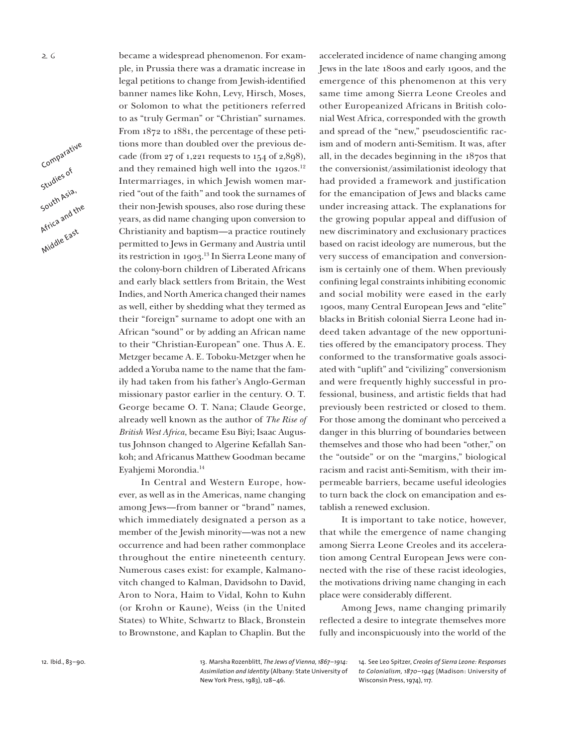became a widespread phenomenon. For example, in Prussia there was a dramatic increase in legal petitions to change from Jewish-identified banner names like Kohn, Levy, Hirsch, Moses, or Solomon to what the petitioners referred to as "truly German" or "Christian" surnames. From 1872 to 1881, the percentage of these petitions more than doubled over the previous decade (from 27 of 1,221 requests to 154 of 2,898), and they remained high well into the 1920s.[12] Intermarriages, in which Jewish women married "out of the faith" and took the surnames of their non-Jewish spouses, also rose during these years, as did name changing upon conversion to Christianity and baptism—a practice routinely permitted to Jews in Germany and Austria until its restriction in 1903.[13] In Sierra Leone many of the colony-born children of Liberated Africans and early black settlers from Britain, the West Indies, and North America changed their names as well, either by shedding what they termed as their "foreign" surname to adopt one with an African "sound" or by adding an African name to their "Christian-European" one. Thus A. E. Metzger became A. E. Toboku-Metzger when he added a Yoruba name to the name that the family had taken from his father's Anglo-German missionary pastor earlier in the century. O. T. George became O. T. Nana; Claude George, already well known as the author of *The Rise of British West Africa*, became Esu Biyi; Isaac Augustus Johnson changed to Algerine Kefallah Sankoh; and Africanus Matthew Goodman became Eyahjemi Morondia.[14]

In Central and Western Europe, however, as well as in the Americas, name changing among Jews—from banner or "brand" names, which immediately designated a person as a member of the Jewish minority—was not a new occurrence and had been rather commonplace throughout the entire nineteenth century. Numerous cases exist: for example, Kalmanovitch changed to Kalman, Davidsohn to David, Aron to Nora, Haim to Vidal, Kohn to Kuhn (or Krohn or Kaune), Weiss (in the United States) to White, Schwartz to Black, Bronstein to Brownstone, and Kaplan to Chaplin. But the accelerated incidence of name changing among Jews in the late 1800s and early 1900s, and the emergence of this phenomenon at this very same time among Sierra Leone Creoles and other Europeanized Africans in British colonial West Africa, corresponded with the growth and spread of the "new," pseudoscientific racism and of modern anti-Semitism. It was, after all, in the decades beginning in the 1870s that the conversionist/assimilationist ideology that had provided a framework and justification for the emancipation of Jews and blacks came under increasing attack. The explanations for the growing popular appeal and diffusion of new discriminatory and exclusionary practices based on racist ideology are numerous, but the very success of emancipation and conversionism is certainly one of them. When previously confining legal constraints inhibiting economic and social mobility were eased in the early 1900s, many Central European Jews and "elite" blacks in British colonial Sierra Leone had indeed taken advantage of the new opportunities offered by the emancipatory process. They conformed to the transformative goals associated with "uplift" and "civilizing" conversionism and were frequently highly successful in professional, business, and artistic fields that had previously been restricted or closed to them. For those among the dominant who perceived a danger in this blurring of boundaries between themselves and those who had been "other," on the "outside" or on the "margins," biological racism and racist anti-Semitism, with their impermeable barriers, became useful ideologies to turn back the clock on emancipation and establish a renewed exclusion.

It is important to take notice, however, that while the emergence of name changing among Sierra Leone Creoles and its acceleration among Central European Jews were connected with the rise of these racist ideologies, the motivations driving name changing in each place were considerably different.

Among Jews, name changing primarily reflected a desire to integrate themselves more fully and inconspicuously into the world of the

12. Ibid., 83–90.

13. Marsha Rozenblitt, *The Jews of Vienna, 1867–1914: Assimilation and Identity* (Albany: State University of New York Press, 1983), 128–46.

14. See Leo Spitzer, *Creoles of Sierra Leone: Responses to Colonialism, 1870–1945* (Madison: University of Wisconsin Press, 1974), 117.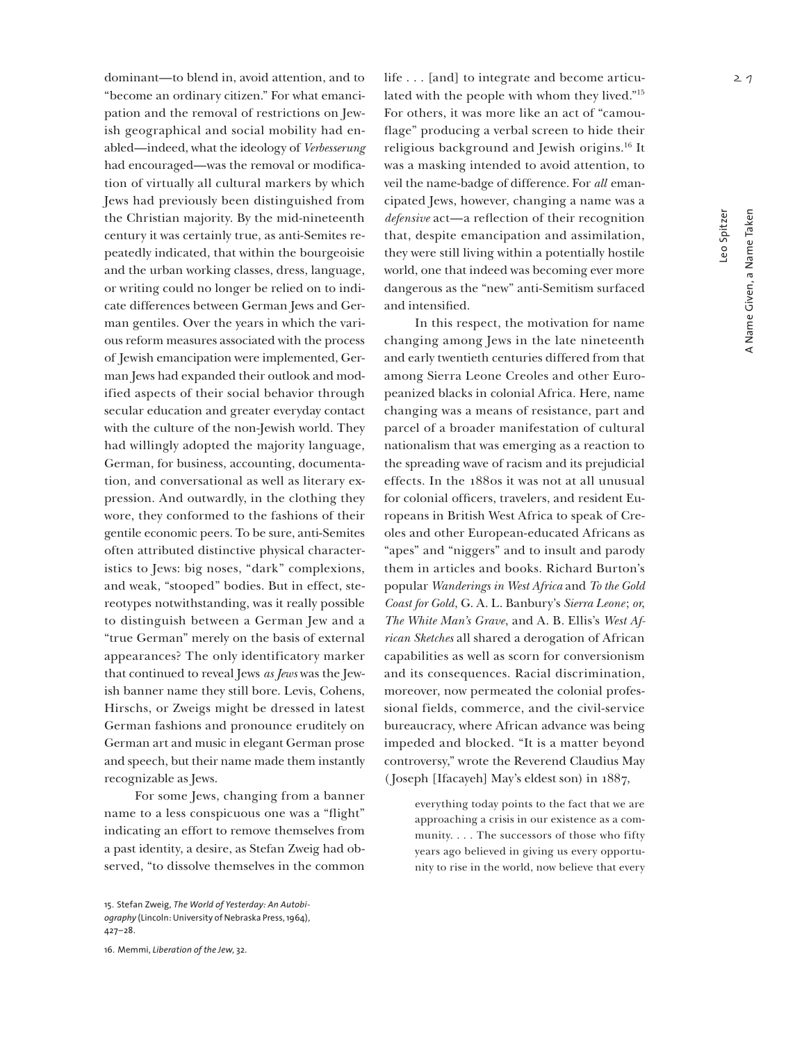dominant—to blend in, avoid attention, and to "become an ordinary citizen." For what emancipation and the removal of restrictions on Jewish geographical and social mobility had enabled—indeed, what the ideology of *Verbesserung* had encouraged—was the removal or modification of virtually all cultural markers by which Jews had previously been distinguished from the Christian majority. By the mid-nineteenth century it was certainly true, as anti-Semites repeatedly indicated, that within the bourgeoisie and the urban working classes, dress, language, or writing could no longer be relied on to indicate differences between German Jews and German gentiles. Over the years in which the various reform measures associated with the process of Jewish emancipation were implemented, German Jews had expanded their outlook and modified aspects of their social behavior through secular education and greater everyday contact with the culture of the non-Jewish world. They had willingly adopted the majority language, German, for business, accounting, documentation, and conversational as well as literary expression. And outwardly, in the clothing they wore, they conformed to the fashions of their gentile economic peers. To be sure, anti-Semites often attributed distinctive physical characteristics to Jews: big noses, "dark" complexions, and weak, "stooped" bodies. But in effect, stereotypes notwithstanding, was it really possible to distinguish between a German Jew and a "true German" merely on the basis of external appearances? The only identificatory marker that continued to reveal Jews *as Jews* was the Jewish banner name they still bore. Levis, Cohens, Hirschs, or Zweigs might be dressed in latest German fashions and pronounce eruditely on German art and music in elegant German prose and speech, but their name made them instantly recognizable as Jews.

For some Jews, changing from a banner name to a less conspicuous one was a "flight" indicating an effort to remove themselves from a past identity, a desire, as Stefan Zweig had observed, "to dissolve themselves in the common life . . . [and] to integrate and become articulated with the people with whom they lived."[15] For others, it was more like an act of "camouflage" producing a verbal screen to hide their religious background and Jewish origins.[16] It was a masking intended to avoid attention, to veil the name-badge of difference. For *all* emancipated Jews, however, changing a name was a *defensive* act—a reflection of their recognition that, despite emancipation and assimilation, they were still living within a potentially hostile world, one that indeed was becoming ever more dangerous as the "new" anti-Semitism surfaced and intensified.

In this respect, the motivation for name changing among Jews in the late nineteenth and early twentieth centuries differed from that among Sierra Leone Creoles and other Europeanized blacks in colonial Africa. Here, name changing was a means of resistance, part and parcel of a broader manifestation of cultural nationalism that was emerging as a reaction to the spreading wave of racism and its prejudicial effects. In the 1880s it was not at all unusual for colonial officers, travelers, and resident Europeans in British West Africa to speak of Creoles and other European-educated Africans as "apes" and "niggers" and to insult and parody them in articles and books. Richard Burton's popular *Wanderings in West Africa* and *To the Gold Coast for Gold*, G. A. L. Banbury's *Sierra Leone*; *or, The White Man's Grave*, and A. B. Ellis's *West African Sketches* all shared a derogation of African capabilities as well as scorn for conversionism and its consequences. Racial discrimination, moreover, now permeated the colonial professional fields, commerce, and the civil-service bureaucracy, where African advance was being impeded and blocked. "It is a matter beyond controversy," wrote the Reverend Claudius May (Joseph [Ifacayeh] May's eldest son) in 1887,

> everything today points to the fact that we are approaching a crisis in our existence as a community. . . . The successors of those who fifty years ago believed in giving us every opportunity to rise in the world, now believe that every

15. Stefan Zweig, *The World of Yesterday: An Autobiography* (Lincoln: University of Nebraska Press, 1964), 427–28.

16. Memmi, *Liberation of the Jew*, 32.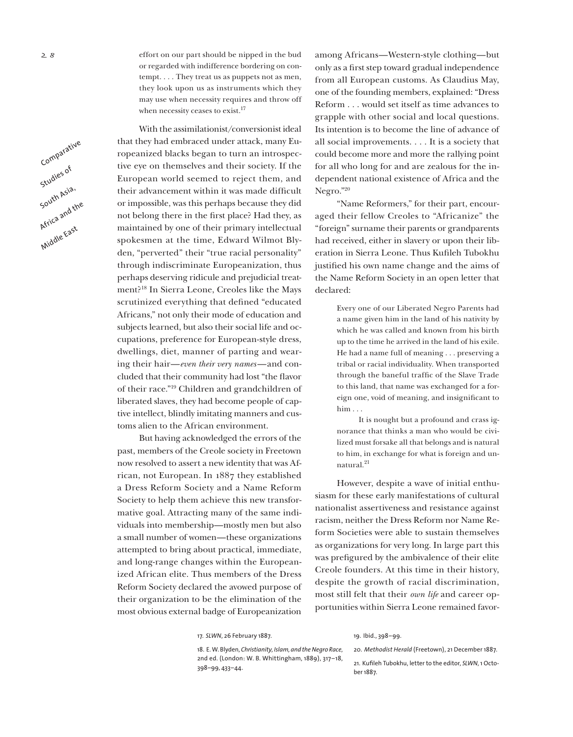> effort on our part should be nipped in the bud or regarded with indifference bordering on contempt. . . . They treat us as puppets not as men, they look upon us as instruments which they may use when necessity requires and throw off when necessity ceases to exist.[17]

With the assimilationist/conversionist ideal that they had embraced under attack, many Europeanized blacks began to turn an introspective eye on themselves and their society. If the European world seemed to reject them, and their advancement within it was made difficult or impossible, was this perhaps because they did not belong there in the first place? Had they, as maintained by one of their primary intellectual spokesmen at the time, Edward Wilmot Blyden, "perverted" their "true racial personality" through indiscriminate Europeanization, thus perhaps deserving ridicule and prejudicial treatment?[18] In Sierra Leone, Creoles like the Mays scrutinized everything that defined "educated Africans," not only their mode of education and subjects learned, but also their social life and occupations, preference for European-style dress, dwellings, diet, manner of parting and wearing their hair—*even their very names*—and concluded that their community had lost "the flavor of their race."[19] Children and grandchildren of liberated slaves, they had become people of captive intellect, blindly imitating manners and customs alien to the African environment.

But having acknowledged the errors of the past, members of the Creole society in Freetown now resolved to assert a new identity that was African, not European. In 1887 they established a Dress Reform Society and a Name Reform Society to help them achieve this new transformative goal. Attracting many of the same individuals into membership—mostly men but also a small number of women—these organizations attempted to bring about practical, immediate, and long-range changes within the Europeanized African elite. Thus members of the Dress Reform Society declared the avowed purpose of their organization to be the elimination of the most obvious external badge of Europeanization among Africans—Western-style clothing—but only as a first step toward gradual independence from all European customs. As Claudius May, one of the founding members, explained: "Dress Reform . . . would set itself as time advances to grapple with other social and local questions. Its intention is to become the line of advance of all social improvements. . . . It is a society that could become more and more the rallying point for all who long for and are zealous for the independent national existence of Africa and the Negro."[20]

"Name Reformers," for their part, encouraged their fellow Creoles to "Africanize" the "foreign" surname their parents or grandparents had received, either in slavery or upon their liberation in Sierra Leone. Thus Kufileh Tubokhu justified his own name change and the aims of the Name Reform Society in an open letter that declared:

> Every one of our Liberated Negro Parents had a name given him in the land of his nativity by which he was called and known from his birth up to the time he arrived in the land of his exile. He had a name full of meaning . . . preserving a tribal or racial individuality. When transported through the baneful traffic of the Slave Trade to this land, that name was exchanged for a foreign one, void of meaning, and insignificant to him . . .
>
> It is nought but a profound and crass ignorance that thinks a man who would be civilized must forsake all that belongs and is natural to him, in exchange for what is foreign and unnatural.[21]

However, despite a wave of initial enthusiasm for these early manifestations of cultural nationalist assertiveness and resistance against racism, neither the Dress Reform nor Name Reform Societies were able to sustain themselves as organizations for very long. In large part this was prefigured by the ambivalence of their elite Creole founders. At this time in their history, despite the growth of racial discrimination, most still felt that their *own life* and career opportunities within Sierra Leone remained favor-

17. *SLWN*, 26 February 1887.

18. E. W. Blyden, *Christianity, Islam, and the Negro Race*, 2nd ed. (London: W. B. Whittingham, 1889), 317–18, 398–99, 433–44.

19. Ibid., 398–99.

20. *Methodist Herald* (Freetown), 21 December 1887.

21. Kufileh Tubokhu, letter to the editor, *SLWN*, 1 October 1887.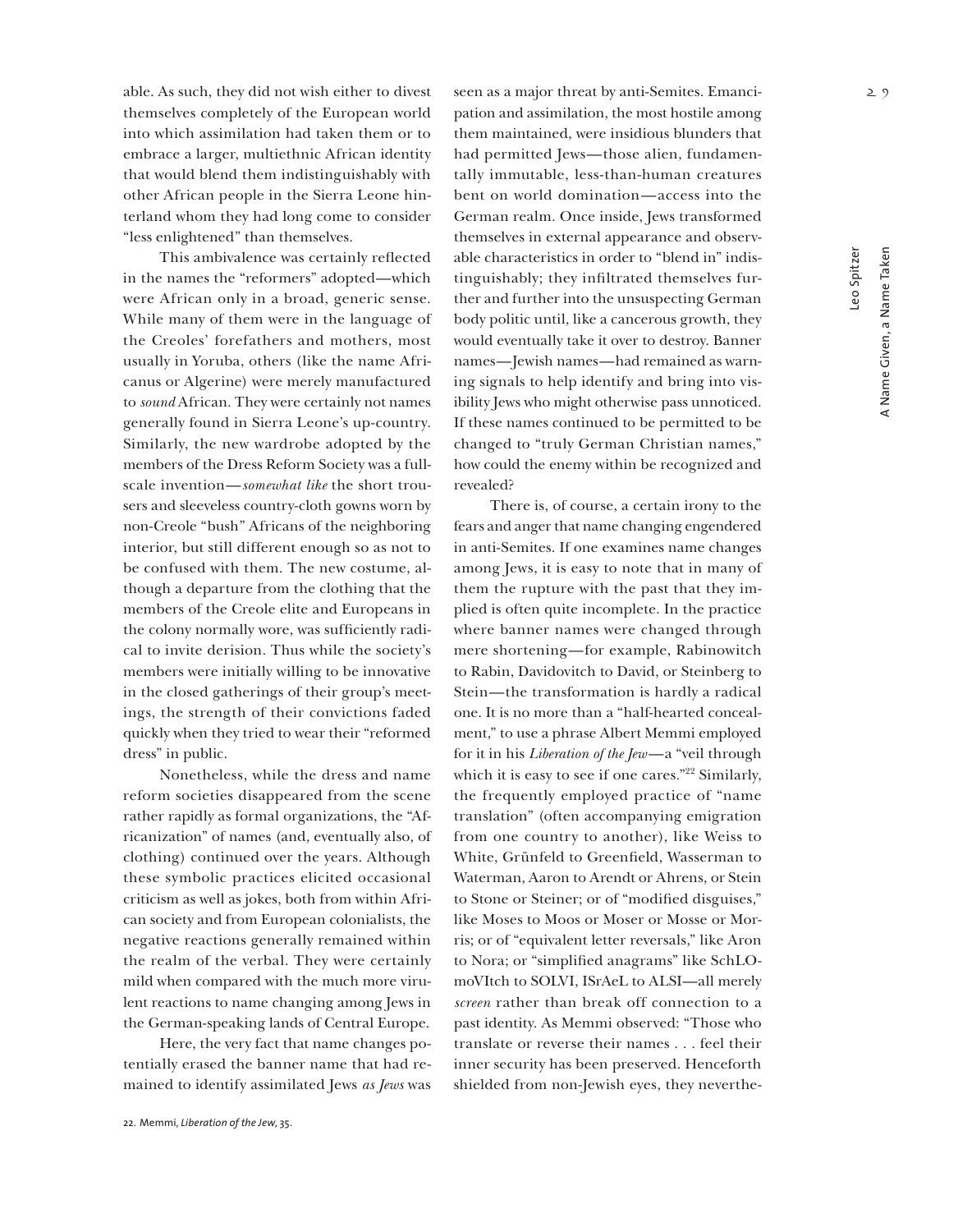able. As such, they did not wish either to divest themselves completely of the European world into which assimilation had taken them or to embrace a larger, multiethnic African identity that would blend them indistinguishably with other African people in the Sierra Leone hinterland whom they had long come to consider "less enlightened" than themselves.

This ambivalence was certainly reflected in the names the "reformers" adopted—which were African only in a broad, generic sense. While many of them were in the language of the Creoles' forefathers and mothers, most usually in Yoruba, others (like the name Africanus or Algerine) were merely manufactured to *sound* African. They were certainly not names generally found in Sierra Leone's up-country. Similarly, the new wardrobe adopted by the members of the Dress Reform Society was a full-scale invention—*somewhat like* the short trousers and sleeveless country-cloth gowns worn by non-Creole "bush" Africans of the neighboring interior, but still different enough so as not to be confused with them. The new costume, although a departure from the clothing that the members of the Creole elite and Europeans in the colony normally wore, was sufficiently radical to invite derision. Thus while the society's members were initially willing to be innovative in the closed gatherings of their group's meetings, the strength of their convictions faded quickly when they tried to wear their "reformed dress" in public.

Nonetheless, while the dress and name reform societies disappeared from the scene rather rapidly as formal organizations, the "Africanization" of names (and, eventually also, of clothing) continued over the years. Although these symbolic practices elicited occasional criticism as well as jokes, both from within African society and from European colonialists, the negative reactions generally remained within the realm of the verbal. They were certainly mild when compared with the much more virulent reactions to name changing among Jews in the German-speaking lands of Central Europe.

Here, the very fact that name changes potentially erased the banner name that had remained to identify assimilated Jews *as Jews* was seen as a major threat by anti-Semites. Emancipation and assimilation, the most hostile among them maintained, were insidious blunders that had permitted Jews—those alien, fundamentally immutable, less-than-human creatures bent on world domination—access into the German realm. Once inside, Jews transformed themselves in external appearance and observable characteristics in order to "blend in" indistinguishably; they infiltrated themselves further and further into the unsuspecting German body politic until, like a cancerous growth, they would eventually take it over to destroy. Banner names—Jewish names—had remained as warning signals to help identify and bring into visibility Jews who might otherwise pass unnoticed. If these names continued to be permitted to be changed to "truly German Christian names," how could the enemy within be recognized and revealed?

There is, of course, a certain irony to the fears and anger that name changing engendered in anti-Semites. If one examines name changes among Jews, it is easy to note that in many of them the rupture with the past that they implied is often quite incomplete. In the practice where banner names were changed through mere shortening—for example, Rabinowitch to Rabin, Davidovitch to David, or Steinberg to Stein—the transformation is hardly a radical one. It is no more than a "half-hearted concealment," to use a phrase Albert Memmi employed for it in his *Liberation of the Jew*—a "veil through which it is easy to see if one cares."[22] Similarly, the frequently employed practice of "name translation" (often accompanying emigration from one country to another), like Weiss to White, Grünfeld to Greenfield, Wasserman to Waterman, Aaron to Arendt or Ahrens, or Stein to Stone or Steiner; or of "modified disguises," like Moses to Moos or Moser or Mosse or Morris; or of "equivalent letter reversals," like Aron to Nora; or "simplified anagrams" like SchLOmoVItch to SOLVI, ISrAeL to ALSI—all merely *screen* rather than break off connection to a past identity. As Memmi observed: "Those who translate or reverse their names . . . feel their inner security has been preserved. Henceforth shielded from non-Jewish eyes, they neverthe-

22. Memmi, *Liberation of the Jew*, 35.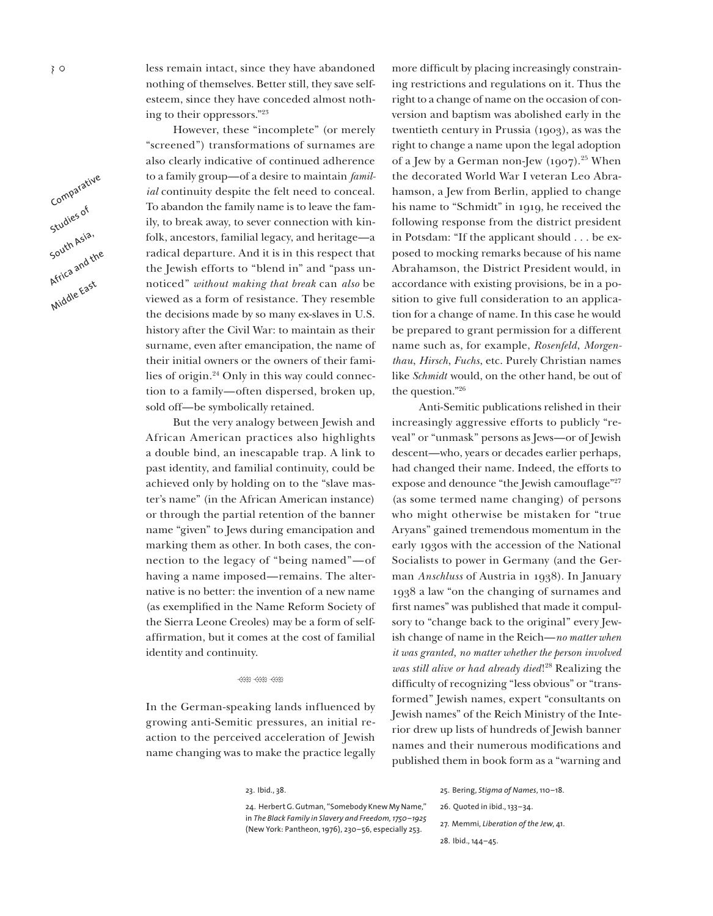less remain intact, since they have abandoned nothing of themselves. Better still, they save self-esteem, since they have conceded almost nothing to their oppressors."[23]

However, these "incomplete" (or merely "screened") transformations of surnames are also clearly indicative of continued adherence to a family group—of a desire to maintain *familial* continuity despite the felt need to conceal. To abandon the family name is to leave the family, to break away, to sever connection with kinfolk, ancestors, familial legacy, and heritage—a radical departure. And it is in this respect that the Jewish efforts to "blend in" and "pass unnoticed" *without making that break* can *also* be viewed as a form of resistance. They resemble the decisions made by so many ex-slaves in U.S. history after the Civil War: to maintain as their surname, even after emancipation, the name of their initial owners or the owners of their families of origin.[24] Only in this way could connection to a family—often dispersed, broken up, sold off—be symbolically retained.

But the very analogy between Jewish and African American practices also highlights a double bind, an inescapable trap. A link to past identity, and familial continuity, could be achieved only by holding on to the "slave master's name" (in the African American instance) or through the partial retention of the banner name "given" to Jews during emancipation and marking them as other. In both cases, the connection to the legacy of "being named"—of having a name imposed—remains. The alternative is no better: the invention of a new name (as exemplified in the Name Reform Society of the Sierra Leone Creoles) may be a form of self-affirmation, but it comes at the cost of familial identity and continuity.

In the German-speaking lands influenced by growing anti-Semitic pressures, an initial reaction to the perceived acceleration of Jewish name changing was to make the practice legally more difficult by placing increasingly constraining restrictions and regulations on it. Thus the right to a change of name on the occasion of conversion and baptism was abolished early in the twentieth century in Prussia (1903), as was the right to change a name upon the legal adoption of a Jew by a German non-Jew (1907).[25] When the decorated World War I veteran Leo Abrahamson, a Jew from Berlin, applied to change his name to "Schmidt" in 1919, he received the following response from the district president in Potsdam: "If the applicant should . . . be exposed to mocking remarks because of his name Abrahamson, the District President would, in accordance with existing provisions, be in a position to give full consideration to an application for a change of name. In this case he would be prepared to grant permission for a different name such as, for example, *Rosenfeld*, *Morgenthau*, *Hirsch*, *Fuchs*, etc. Purely Christian names like *Schmidt* would, on the other hand, be out of the question."[26]

Anti-Semitic publications relished in their increasingly aggressive efforts to publicly "reveal" or "unmask" persons as Jews—or of Jewish descent—who, years or decades earlier perhaps, had changed their name. Indeed, the efforts to expose and denounce "the Jewish camouflage"[27] (as some termed name changing) of persons who might otherwise be mistaken for "true Aryans" gained tremendous momentum in the early 1930s with the accession of the National Socialists to power in Germany (and the German *Anschluss* of Austria in 1938). In January 1938 a law "on the changing of surnames and first names" was published that made it compulsory to "change back to the original" every Jewish change of name in the Reich—*no matter when it was granted, no matter whether the person involved was still alive or had already died*![28] Realizing the difficulty of recognizing "less obvious" or "transformed" Jewish names, expert "consultants on Jewish names" of the Reich Ministry of the Interior drew up lists of hundreds of Jewish banner names and their numerous modifications and published them in book form as a "warning and

23. Ibid., 38.

24. Herbert G. Gutman, "Somebody Knew My Name," in *The Black Family in Slavery and Freedom, 1750–1925* (New York: Pantheon, 1976), 230–56, especially 253.

25. Bering, *Stigma of Names*, 110–18.

26. Quoted in ibid., 133–34.

27. Memmi, *Liberation of the Jew*, 41.

28. Ibid., 144–45.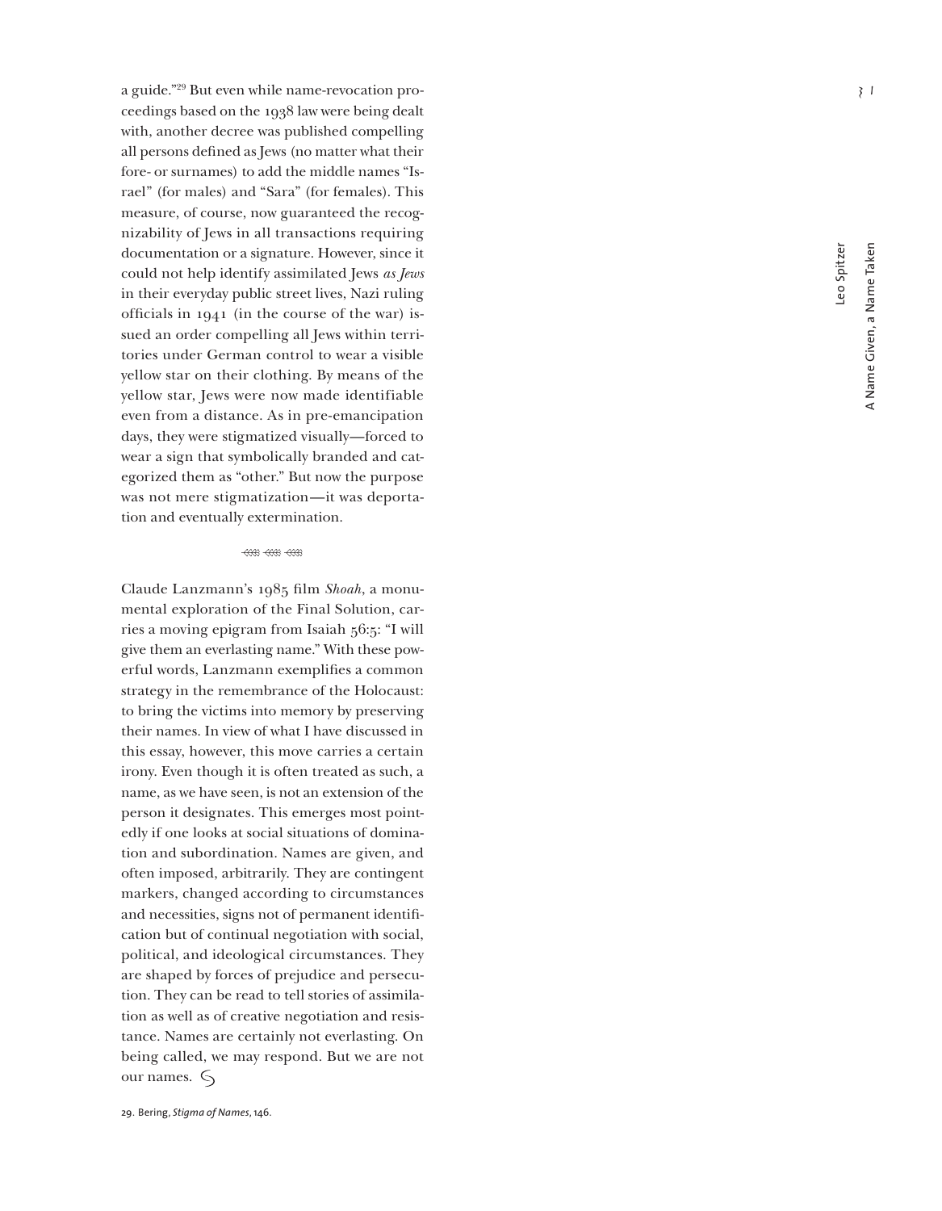a guide."[29] But even while name-revocation proceedings based on the 1938 law were being dealt with, another decree was published compelling all persons defined as Jews (no matter what their fore- or surnames) to add the middle names "Israel" (for males) and "Sara" (for females). This measure, of course, now guaranteed the recognizability of Jews in all transactions requiring documentation or a signature. However, since it could not help identify assimilated Jews *as Jews* in their everyday public street lives, Nazi ruling officials in 1941 (in the course of the war) issued an order compelling all Jews within territories under German control to wear a visible yellow star on their clothing. By means of the yellow star, Jews were now made identifiable even from a distance. As in pre-emancipation days, they were stigmatized visually—forced to wear a sign that symbolically branded and categorized them as "other." But now the purpose was not mere stigmatization—it was deportation and eventually extermination.

Claude Lanzmann's 1985 film *Shoah*, a monumental exploration of the Final Solution, carries a moving epigram from Isaiah 56:5: "I will give them an everlasting name." With these powerful words, Lanzmann exemplifies a common strategy in the remembrance of the Holocaust: to bring the victims into memory by preserving their names. In view of what I have discussed in this essay, however, this move carries a certain irony. Even though it is often treated as such, a name, as we have seen, is not an extension of the person it designates. This emerges most pointedly if one looks at social situations of domination and subordination. Names are given, and often imposed, arbitrarily. They are contingent markers, changed according to circumstances and necessities, signs not of permanent identification but of continual negotiation with social, political, and ideological circumstances. They are shaped by forces of prejudice and persecution. They can be read to tell stories of assimilation as well as of creative negotiation and resistance. Names are certainly not everlasting. On being called, we may respond. But we are not our names.

29. Bering, *Stigma of Names*, 146.